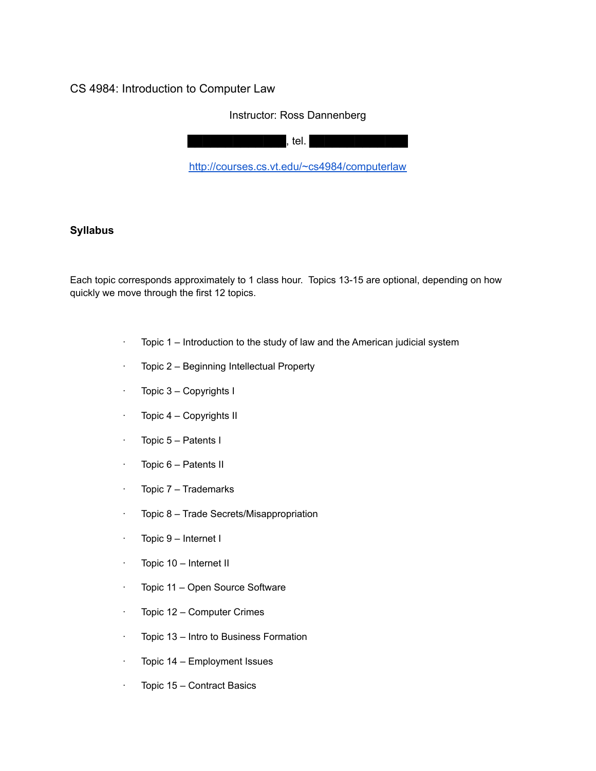# CS 4984: Introduction to Computer Law

Instructor: Ross Dannenberg

██████████, tel. ██████████

http://courses.cs.vt.edu/~cs4984/computerlaw

## Syllabus

Each topic corresponds approximately to 1 class hour. Topics 13-15 are optional, depending on how quickly we move through the first 12 topics.

- Topic 1 – Introduction to the study of law and the American judicial system
- Topic 2 – Beginning Intellectual Property
- Topic 3 – Copyrights I
- Topic 4 – Copyrights II
- Topic 5 – Patents I
- Topic 6 – Patents II
- Topic 7 – Trademarks
- Topic 8 – Trade Secrets/Misappropriation
- Topic 9 – Internet I
- Topic 10 – Internet II
- Topic 11 – Open Source Software
- Topic 12 – Computer Crimes
- Topic 13 – Intro to Business Formation
- Topic 14 – Employment Issues
- Topic 15 – Contract Basics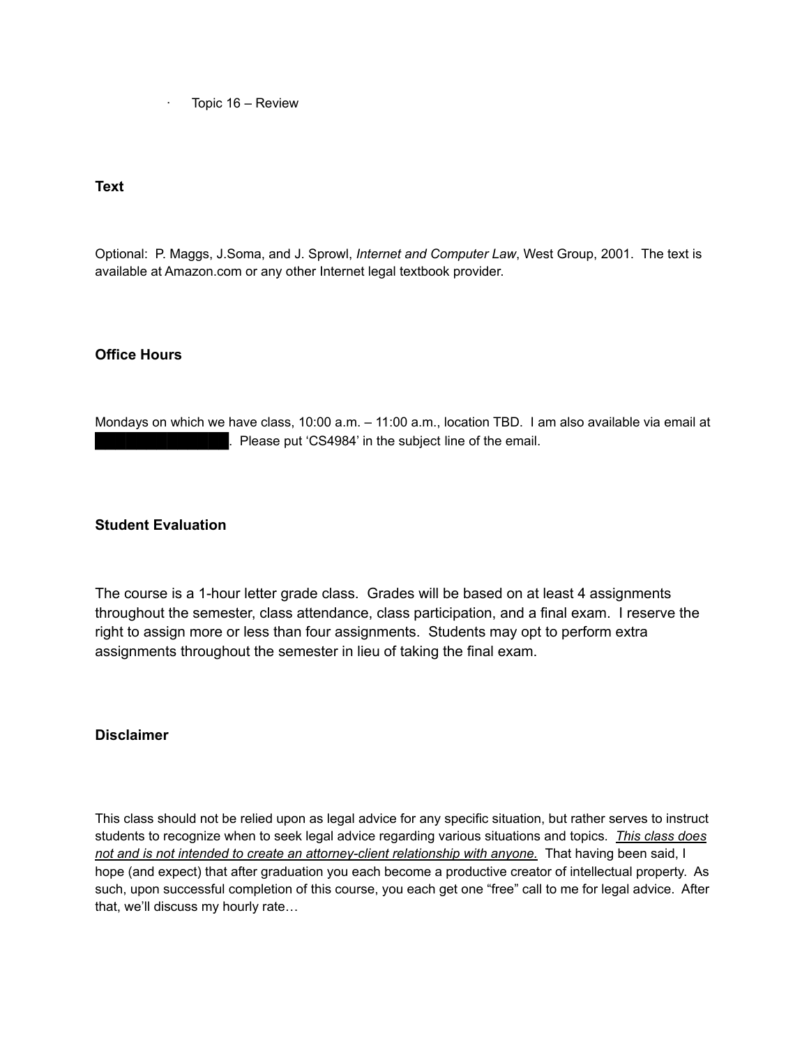- Topic 16 – Review

## Text

Optional: P. Maggs, J.Soma, and J. Sprowl, *Internet and Computer Law*, West Group, 2001. The text is available at Amazon.com or any other Internet legal textbook provider.

## Office Hours

Mondays on which we have class, 10:00 a.m. – 11:00 a.m., location TBD. I am also available via email at ██████████. Please put 'CS4984' in the subject line of the email.

## Student Evaluation

The course is a 1-hour letter grade class. Grades will be based on at least 4 assignments throughout the semester, class attendance, class participation, and a final exam. I reserve the right to assign more or less than four assignments. Students may opt to perform extra assignments throughout the semester in lieu of taking the final exam.

## Disclaimer

This class should not be relied upon as legal advice for any specific situation, but rather serves to instruct students to recognize when to seek legal advice regarding various situations and topics. ***This class does not and is not intended to create an attorney-client relationship with anyone.*** That having been said, I hope (and expect) that after graduation you each become a productive creator of intellectual property. As such, upon successful completion of this course, you each get one "free" call to me for legal advice. After that, we'll discuss my hourly rate…